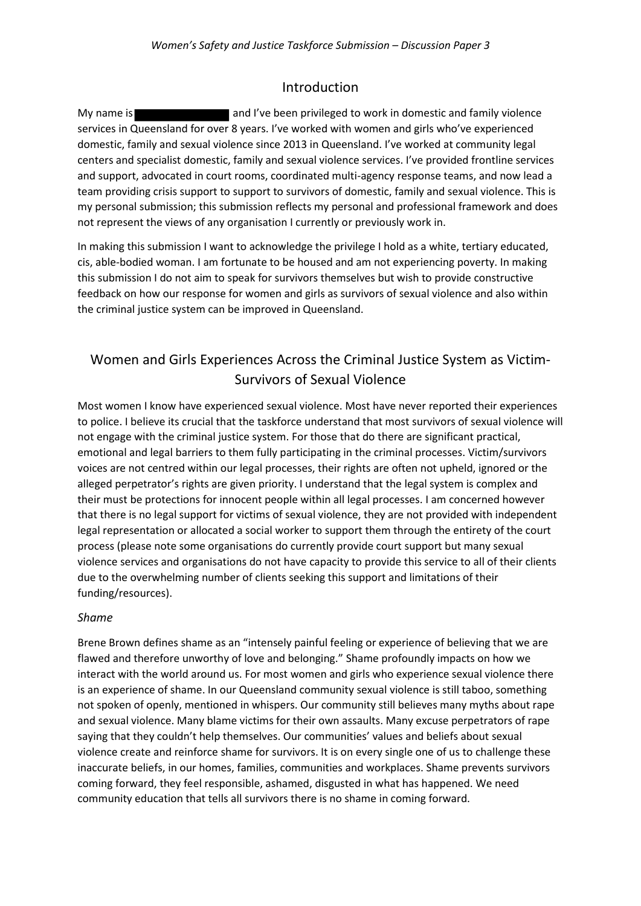## Introduction

My name is ██████████ and I've been privileged to work in domestic and family violence services in Queensland for over 8 years. I've worked with women and girls who've experienced domestic, family and sexual violence since 2013 in Queensland. I've worked at community legal centers and specialist domestic, family and sexual violence services. I've provided frontline services and support, advocated in court rooms, coordinated multi-agency response teams, and now lead a team providing crisis support to support to survivors of domestic, family and sexual violence. This is my personal submission; this submission reflects my personal and professional framework and does not represent the views of any organisation I currently or previously work in.

In making this submission I want to acknowledge the privilege I hold as a white, tertiary educated, cis, able-bodied woman. I am fortunate to be housed and am not experiencing poverty. In making this submission I do not aim to speak for survivors themselves but wish to provide constructive feedback on how our response for women and girls as survivors of sexual violence and also within the criminal justice system can be improved in Queensland.

## Women and Girls Experiences Across the Criminal Justice System as Victim-Survivors of Sexual Violence

Most women I know have experienced sexual violence. Most have never reported their experiences to police. I believe its crucial that the taskforce understand that most survivors of sexual violence will not engage with the criminal justice system. For those that do there are significant practical, emotional and legal barriers to them fully participating in the criminal processes. Victim/survivors voices are not centred within our legal processes, their rights are often not upheld, ignored or the alleged perpetrator's rights are given priority. I understand that the legal system is complex and their must be protections for innocent people within all legal processes. I am concerned however that there is no legal support for victims of sexual violence, they are not provided with independent legal representation or allocated a social worker to support them through the entirety of the court process (please note some organisations do currently provide court support but many sexual violence services and organisations do not have capacity to provide this service to all of their clients due to the overwhelming number of clients seeking this support and limitations of their funding/resources).

### *Shame*

Brene Brown defines shame as an "intensely painful feeling or experience of believing that we are flawed and therefore unworthy of love and belonging." Shame profoundly impacts on how we interact with the world around us. For most women and girls who experience sexual violence there is an experience of shame. In our Queensland community sexual violence is still taboo, something not spoken of openly, mentioned in whispers. Our community still believes many myths about rape and sexual violence. Many blame victims for their own assaults. Many excuse perpetrators of rape saying that they couldn't help themselves. Our communities' values and beliefs about sexual violence create and reinforce shame for survivors. It is on every single one of us to challenge these inaccurate beliefs, in our homes, families, communities and workplaces. Shame prevents survivors coming forward, they feel responsible, ashamed, disgusted in what has happened. We need community education that tells all survivors there is no shame in coming forward.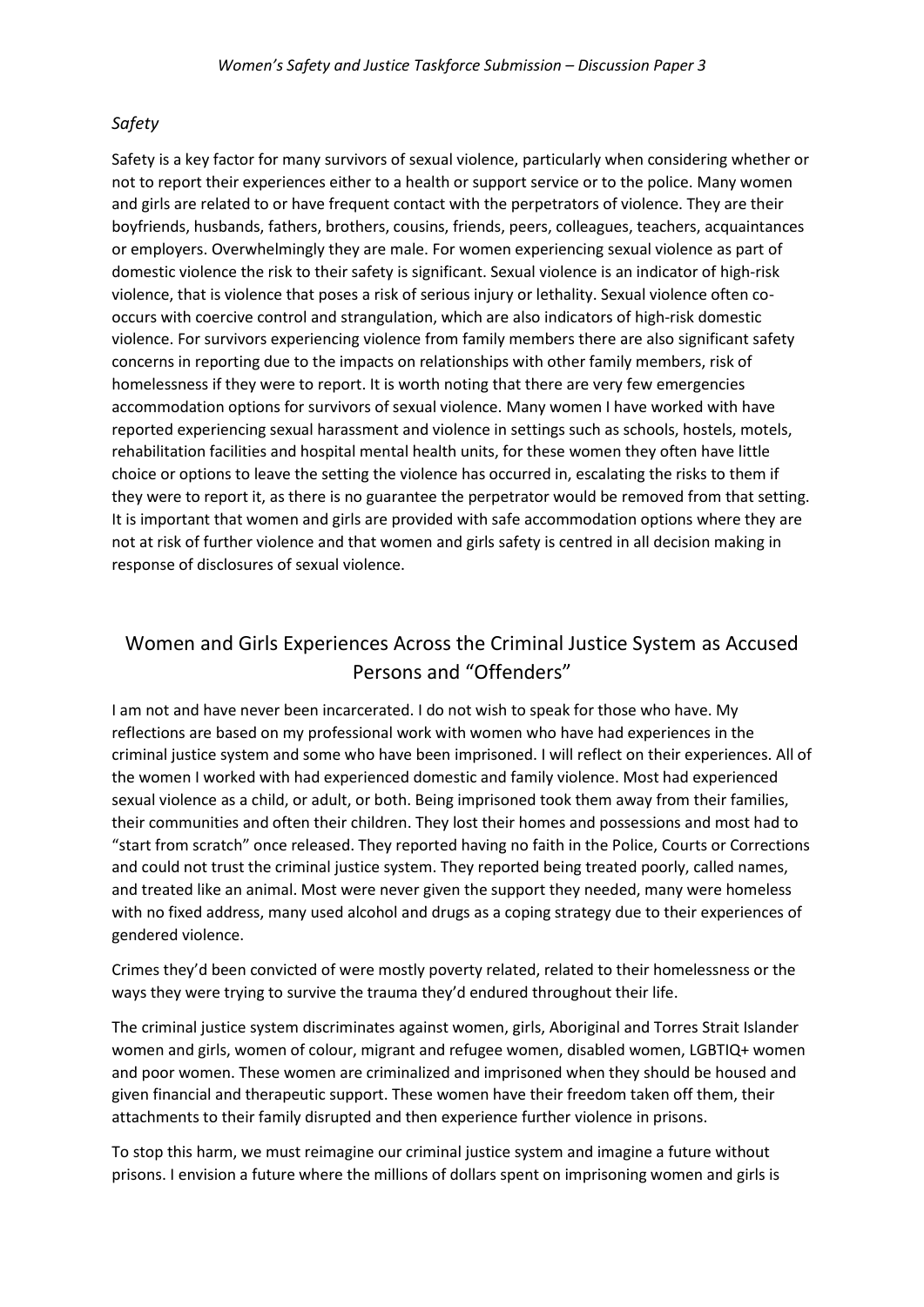*Safety*

Safety is a key factor for many survivors of sexual violence, particularly when considering whether or not to report their experiences either to a health or support service or to the police. Many women and girls are related to or have frequent contact with the perpetrators of violence. They are their boyfriends, husbands, fathers, brothers, cousins, friends, peers, colleagues, teachers, acquaintances or employers. Overwhelmingly they are male. For women experiencing sexual violence as part of domestic violence the risk to their safety is significant. Sexual violence is an indicator of high-risk violence, that is violence that poses a risk of serious injury or lethality. Sexual violence often co-occurs with coercive control and strangulation, which are also indicators of high-risk domestic violence. For survivors experiencing violence from family members there are also significant safety concerns in reporting due to the impacts on relationships with other family members, risk of homelessness if they were to report. It is worth noting that there are very few emergencies accommodation options for survivors of sexual violence. Many women I have worked with have reported experiencing sexual harassment and violence in settings such as schools, hostels, motels, rehabilitation facilities and hospital mental health units, for these women they often have little choice or options to leave the setting the violence has occurred in, escalating the risks to them if they were to report it, as there is no guarantee the perpetrator would be removed from that setting. It is important that women and girls are provided with safe accommodation options where they are not at risk of further violence and that women and girls safety is centred in all decision making in response of disclosures of sexual violence.

## Women and Girls Experiences Across the Criminal Justice System as Accused Persons and "Offenders"

I am not and have never been incarcerated. I do not wish to speak for those who have. My reflections are based on my professional work with women who have had experiences in the criminal justice system and some who have been imprisoned. I will reflect on their experiences. All of the women I worked with had experienced domestic and family violence. Most had experienced sexual violence as a child, or adult, or both. Being imprisoned took them away from their families, their communities and often their children. They lost their homes and possessions and most had to "start from scratch" once released. They reported having no faith in the Police, Courts or Corrections and could not trust the criminal justice system. They reported being treated poorly, called names, and treated like an animal. Most were never given the support they needed, many were homeless with no fixed address, many used alcohol and drugs as a coping strategy due to their experiences of gendered violence.

Crimes they'd been convicted of were mostly poverty related, related to their homelessness or the ways they were trying to survive the trauma they'd endured throughout their life.

The criminal justice system discriminates against women, girls, Aboriginal and Torres Strait Islander women and girls, women of colour, migrant and refugee women, disabled women, LGBTIQ+ women and poor women. These women are criminalized and imprisoned when they should be housed and given financial and therapeutic support. These women have their freedom taken off them, their attachments to their family disrupted and then experience further violence in prisons.

To stop this harm, we must reimagine our criminal justice system and imagine a future without prisons. I envision a future where the millions of dollars spent on imprisoning women and girls is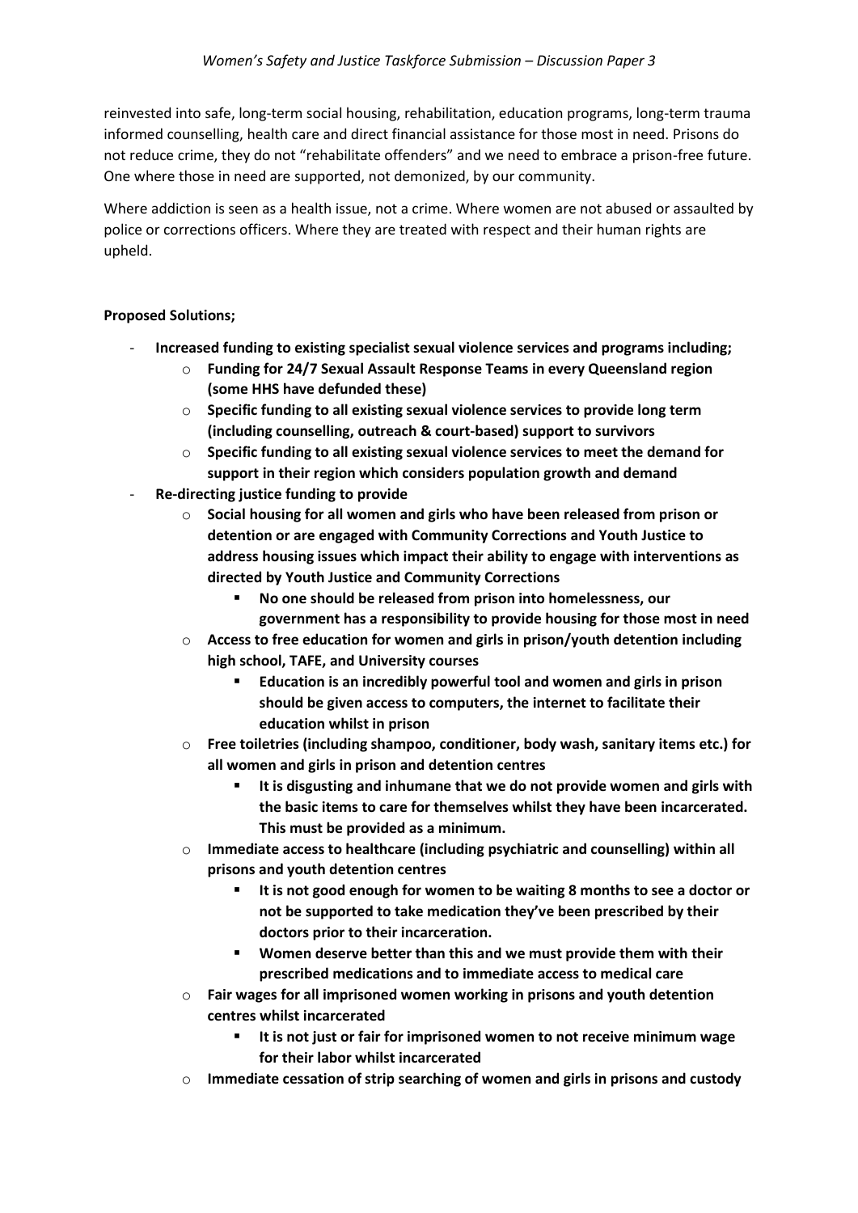reinvested into safe, long-term social housing, rehabilitation, education programs, long-term trauma informed counselling, health care and direct financial assistance for those most in need. Prisons do not reduce crime, they do not "rehabilitate offenders" and we need to embrace a prison-free future. One where those in need are supported, not demonized, by our community.

Where addiction is seen as a health issue, not a crime. Where women are not abused or assaulted by police or corrections officers. Where they are treated with respect and their human rights are upheld.

**Proposed Solutions;**

- **Increased funding to existing specialist sexual violence services and programs including;**
  - **Funding for 24/7 Sexual Assault Response Teams in every Queensland region (some HHS have defunded these)**
  - **Specific funding to all existing sexual violence services to provide long term (including counselling, outreach & court-based) support to survivors**
  - **Specific funding to all existing sexual violence services to meet the demand for support in their region which considers population growth and demand**
- **Re-directing justice funding to provide**
  - **Social housing for all women and girls who have been released from prison or detention or are engaged with Community Corrections and Youth Justice to address housing issues which impact their ability to engage with interventions as directed by Youth Justice and Community Corrections**
    - **No one should be released from prison into homelessness, our government has a responsibility to provide housing for those most in need**
  - **Access to free education for women and girls in prison/youth detention including high school, TAFE, and University courses**
    - **Education is an incredibly powerful tool and women and girls in prison should be given access to computers, the internet to facilitate their education whilst in prison**
  - **Free toiletries (including shampoo, conditioner, body wash, sanitary items etc.) for all women and girls in prison and detention centres**
    - **It is disgusting and inhumane that we do not provide women and girls with the basic items to care for themselves whilst they have been incarcerated. This must be provided as a minimum.**
  - **Immediate access to healthcare (including psychiatric and counselling) within all prisons and youth detention centres**
    - **It is not good enough for women to be waiting 8 months to see a doctor or not be supported to take medication they've been prescribed by their doctors prior to their incarceration.**
    - **Women deserve better than this and we must provide them with their prescribed medications and to immediate access to medical care**
  - **Fair wages for all imprisoned women working in prisons and youth detention centres whilst incarcerated**
    - **It is not just or fair for imprisoned women to not receive minimum wage for their labor whilst incarcerated**
  - **Immediate cessation of strip searching of women and girls in prisons and custody**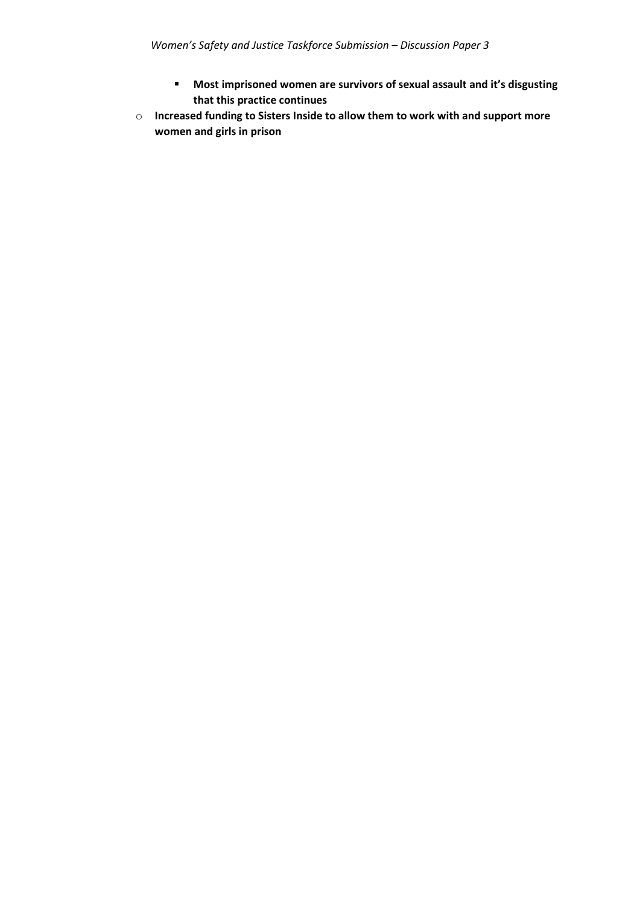- **Most imprisoned women are survivors of sexual assault and it's disgusting that this practice continues**
- **Increased funding to Sisters Inside to allow them to work with and support more women and girls in prison**